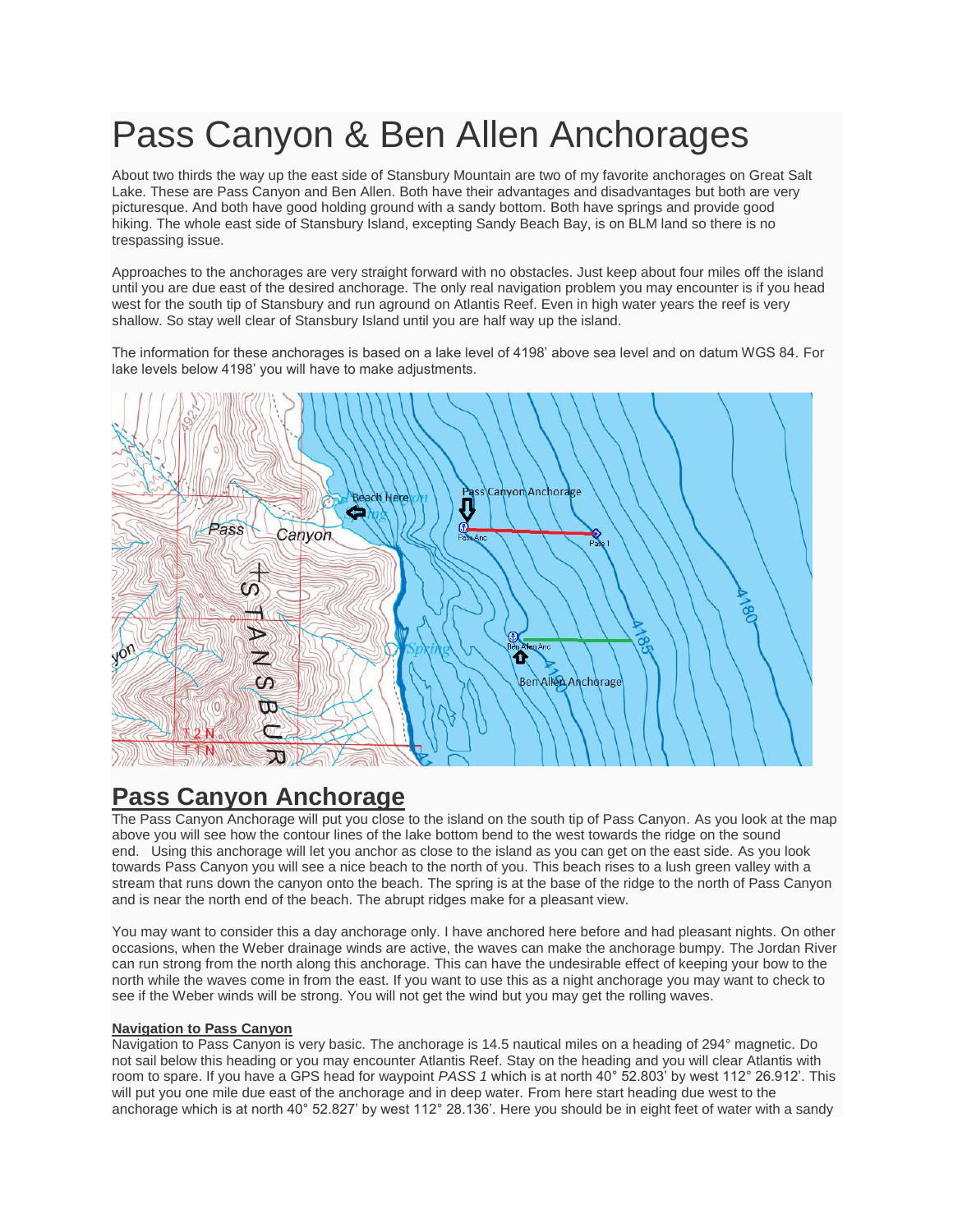# Pass Canyon & Ben Allen Anchorages

About two thirds the way up the east side of Stansbury Mountain are two of my favorite anchorages on Great Salt Lake. These are Pass Canyon and Ben Allen. Both have their advantages and disadvantages but both are very picturesque. And both have good holding ground with a sandy bottom. Both have springs and provide good hiking. The whole east side of Stansbury Island, excepting Sandy Beach Bay, is on BLM land so there is no trespassing issue.

Approaches to the anchorages are very straight forward with no obstacles. Just keep about four miles off the island until you are due east of the desired anchorage. The only real navigation problem you may encounter is if you head west for the south tip of Stansbury and run aground on Atlantis Reef. Even in high water years the reef is very shallow. So stay well clear of Stansbury Island until you are half way up the island.

The information for these anchorages is based on a lake level of 4198' above sea level and on datum WGS 84. For lake levels below 4198' you will have to make adjustments.

## Pass Canyon Anchorage

The Pass Canyon Anchorage will put you close to the island on the south tip of Pass Canyon. As you look at the map above you will see how the contour lines of the lake bottom bend to the west towards the ridge on the sound end. Using this anchorage will let you anchor as close to the island as you can get on the east side. As you look towards Pass Canyon you will see a nice beach to the north of you. This beach rises to a lush green valley with a stream that runs down the canyon onto the beach. The spring is at the base of the ridge to the north of Pass Canyon and is near the north end of the beach. The abrupt ridges make for a pleasant view.

You may want to consider this a day anchorage only. I have anchored here before and had pleasant nights. On other occasions, when the Weber drainage winds are active, the waves can make the anchorage bumpy. The Jordan River can run strong from the north along this anchorage. This can have the undesirable effect of keeping your bow to the north while the waves come in from the east. If you want to use this as a night anchorage you may want to check to see if the Weber winds will be strong. You will not get the wind but you may get the rolling waves.

#### Navigation to Pass Canyon

Navigation to Pass Canyon is very basic. The anchorage is 14.5 nautical miles on a heading of 294° magnetic. Do not sail below this heading or you may encounter Atlantis Reef. Stay on the heading and you will clear Atlantis with room to spare. If you have a GPS head for waypoint *PASS 1* which is at north 40° 52.803' by west 112° 26.912'. This will put you one mile due east of the anchorage and in deep water. From here start heading due west to the anchorage which is at north 40° 52.827' by west 112° 28.136'. Here you should be in eight feet of water with a sandy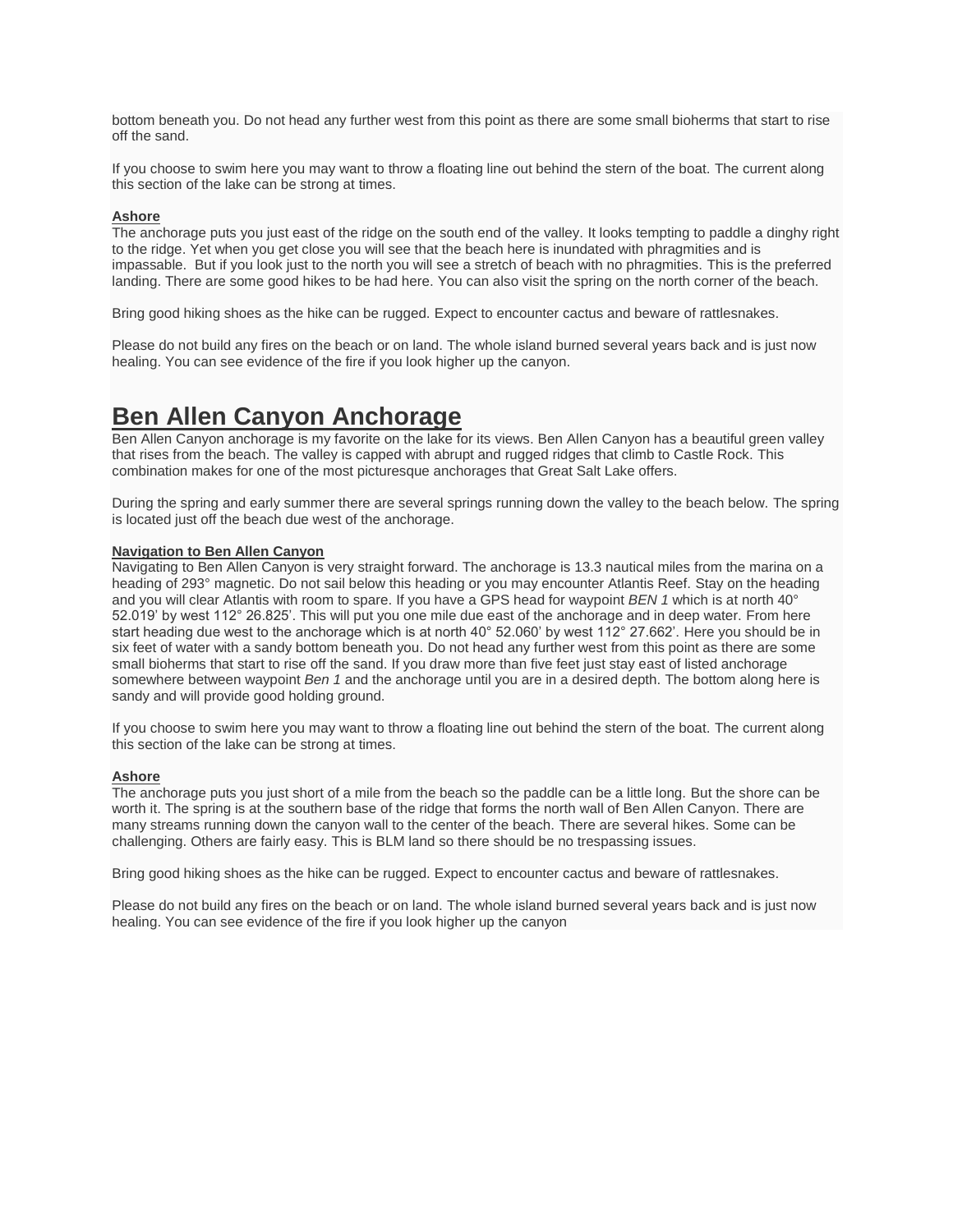bottom beneath you. Do not head any further west from this point as there are some small bioherms that start to rise off the sand.

If you choose to swim here you may want to throw a floating line out behind the stern of the boat. The current along this section of the lake can be strong at times.

**Ashore**

The anchorage puts you just east of the ridge on the south end of the valley. It looks tempting to paddle a dinghy right to the ridge. Yet when you get close you will see that the beach here is inundated with phragmities and is impassable.  But if you look just to the north you will see a stretch of beach with no phragmities. This is the preferred landing. There are some good hikes to be had here. You can also visit the spring on the north corner of the beach.

Bring good hiking shoes as the hike can be rugged. Expect to encounter cactus and beware of rattlesnakes.

Please do not build any fires on the beach or on land. The whole island burned several years back and is just now healing. You can see evidence of the fire if you look higher up the canyon.

# Ben Allen Canyon Anchorage

Ben Allen Canyon anchorage is my favorite on the lake for its views. Ben Allen Canyon has a beautiful green valley that rises from the beach. The valley is capped with abrupt and rugged ridges that climb to Castle Rock. This combination makes for one of the most picturesque anchorages that Great Salt Lake offers.

During the spring and early summer there are several springs running down the valley to the beach below. The spring is located just off the beach due west of the anchorage.

**Navigation to Ben Allen Canyon**

Navigating to Ben Allen Canyon is very straight forward. The anchorage is 13.3 nautical miles from the marina on a heading of 293° magnetic. Do not sail below this heading or you may encounter Atlantis Reef. Stay on the heading and you will clear Atlantis with room to spare. If you have a GPS head for waypoint *BEN 1* which is at north 40° 52.019' by west 112° 26.825'. This will put you one mile due east of the anchorage and in deep water. From here start heading due west to the anchorage which is at north 40° 52.060' by west 112° 27.662'. Here you should be in six feet of water with a sandy bottom beneath you. Do not head any further west from this point as there are some small bioherms that start to rise off the sand. If you draw more than five feet just stay east of listed anchorage somewhere between waypoint *Ben 1* and the anchorage until you are in a desired depth. The bottom along here is sandy and will provide good holding ground.

If you choose to swim here you may want to throw a floating line out behind the stern of the boat. The current along this section of the lake can be strong at times.

**Ashore**

The anchorage puts you just short of a mile from the beach so the paddle can be a little long. But the shore can be worth it. The spring is at the southern base of the ridge that forms the north wall of Ben Allen Canyon. There are many streams running down the canyon wall to the center of the beach. There are several hikes. Some can be challenging. Others are fairly easy. This is BLM land so there should be no trespassing issues.

Bring good hiking shoes as the hike can be rugged. Expect to encounter cactus and beware of rattlesnakes.

Please do not build any fires on the beach or on land. The whole island burned several years back and is just now healing. You can see evidence of the fire if you look higher up the canyon